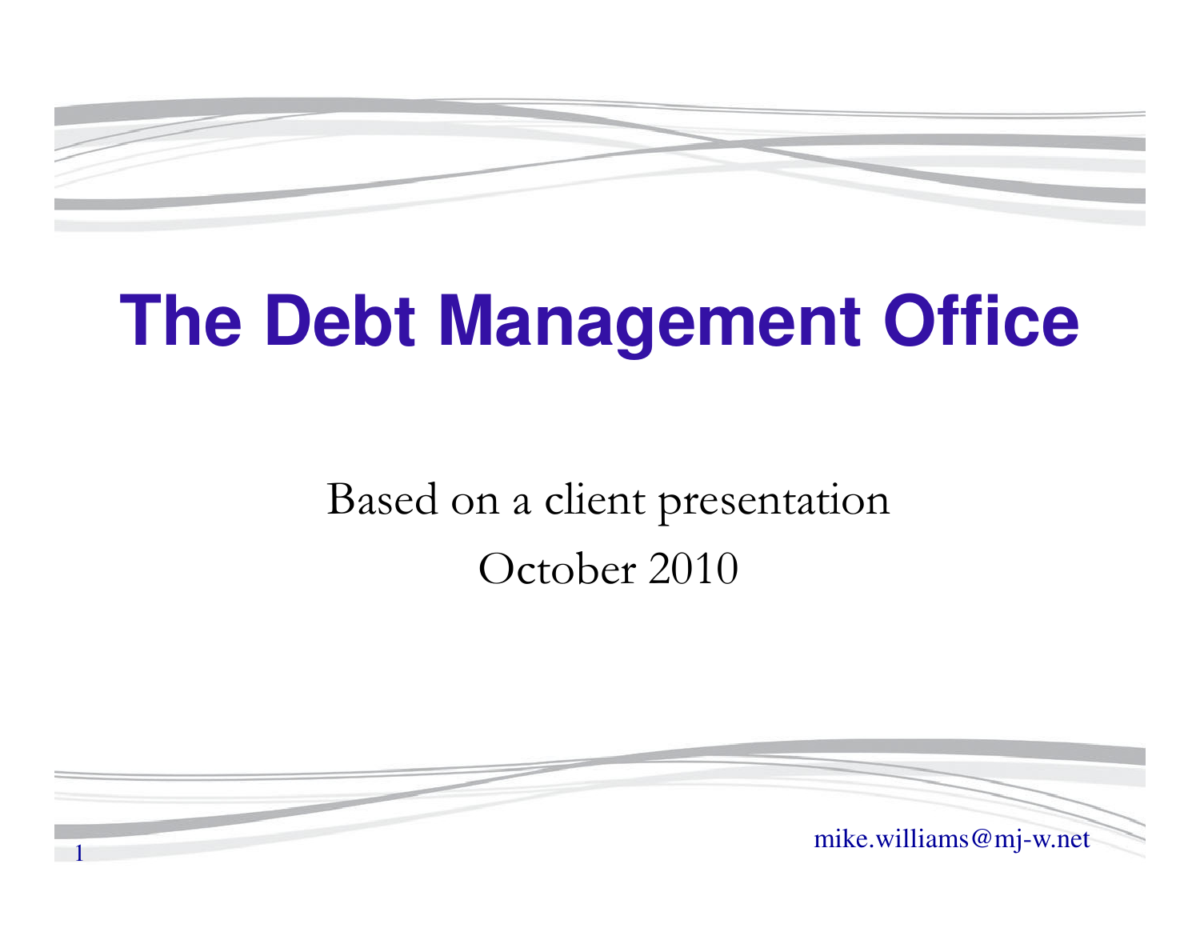# The Debt Management Office

Based on a client presentation

October 2010

mike.williams@mj-w.net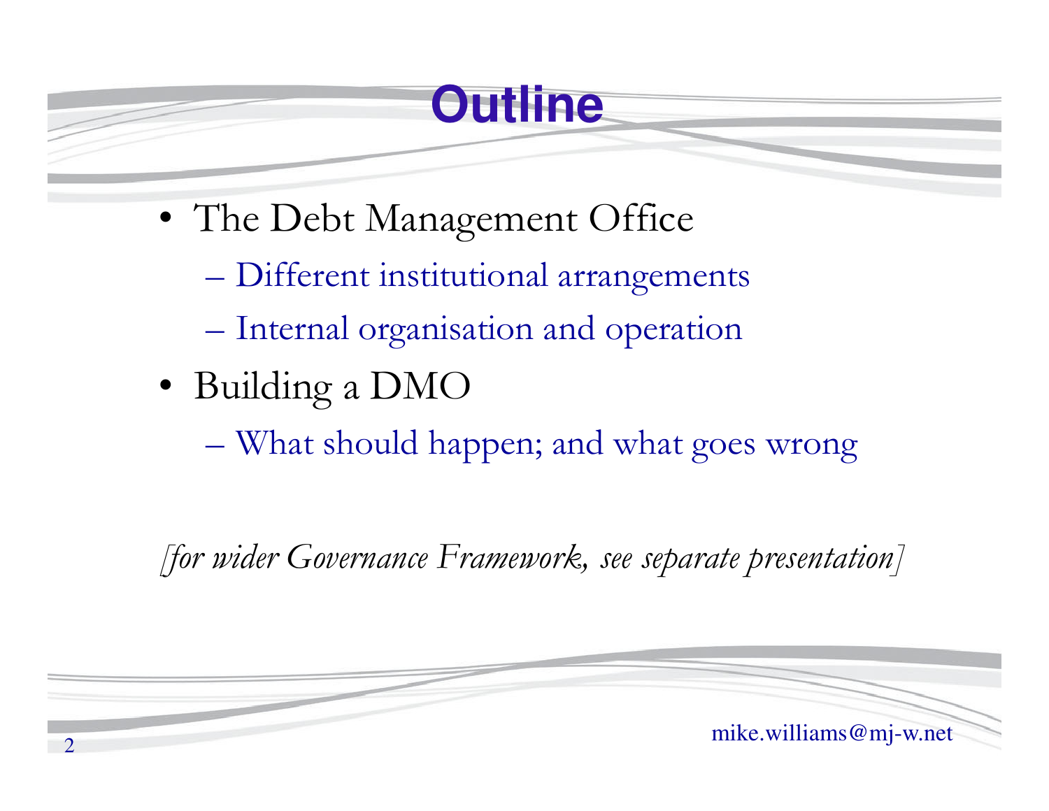# Outline

- The Debt Management Office
  - Different institutional arrangements
  - Internal organisation and operation
- Building a DMO
  - What should happen; and what goes wrong

*[for wider Governance Framework, see separate presentation]*

mike.williams@mj-w.net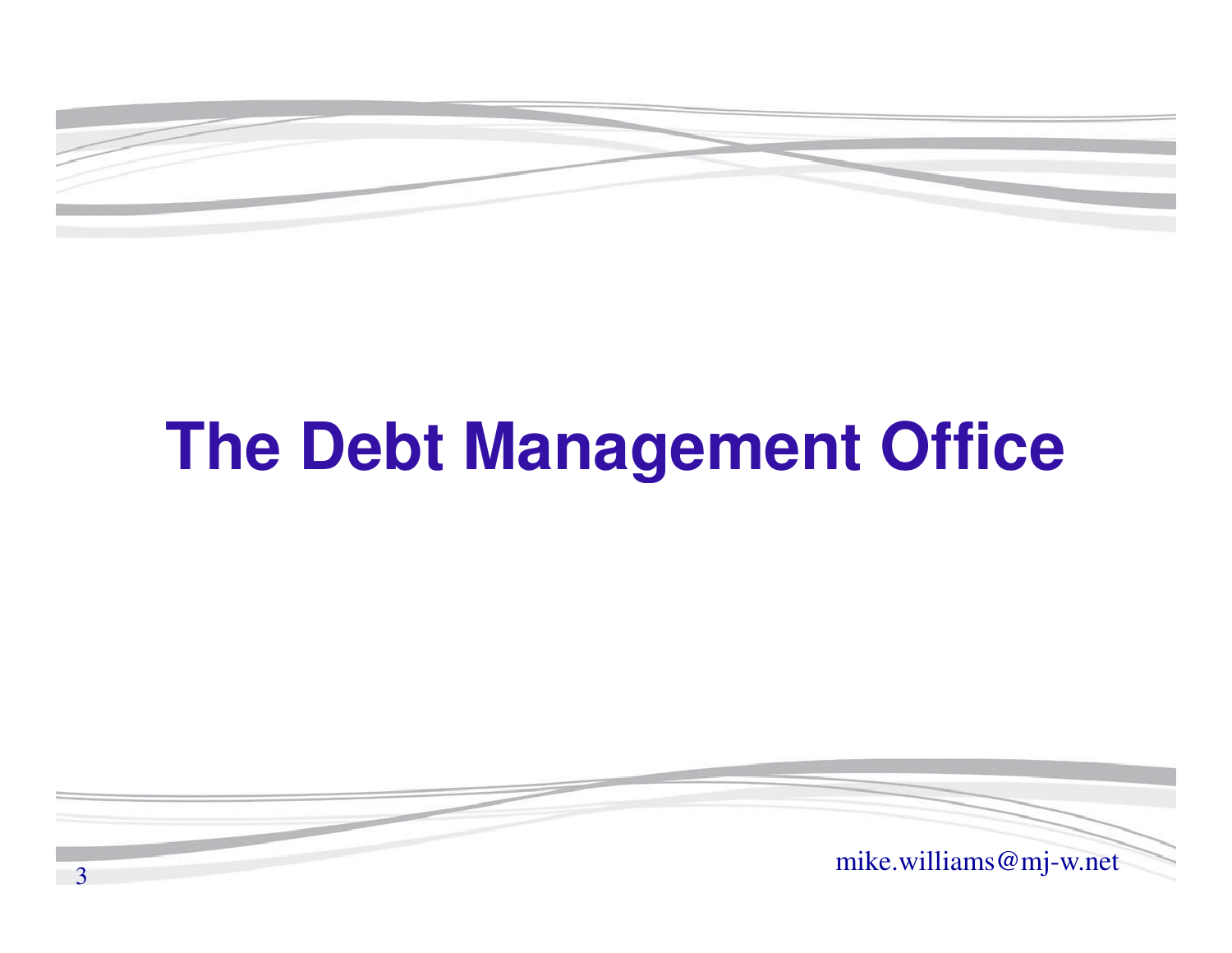# The Debt Management Office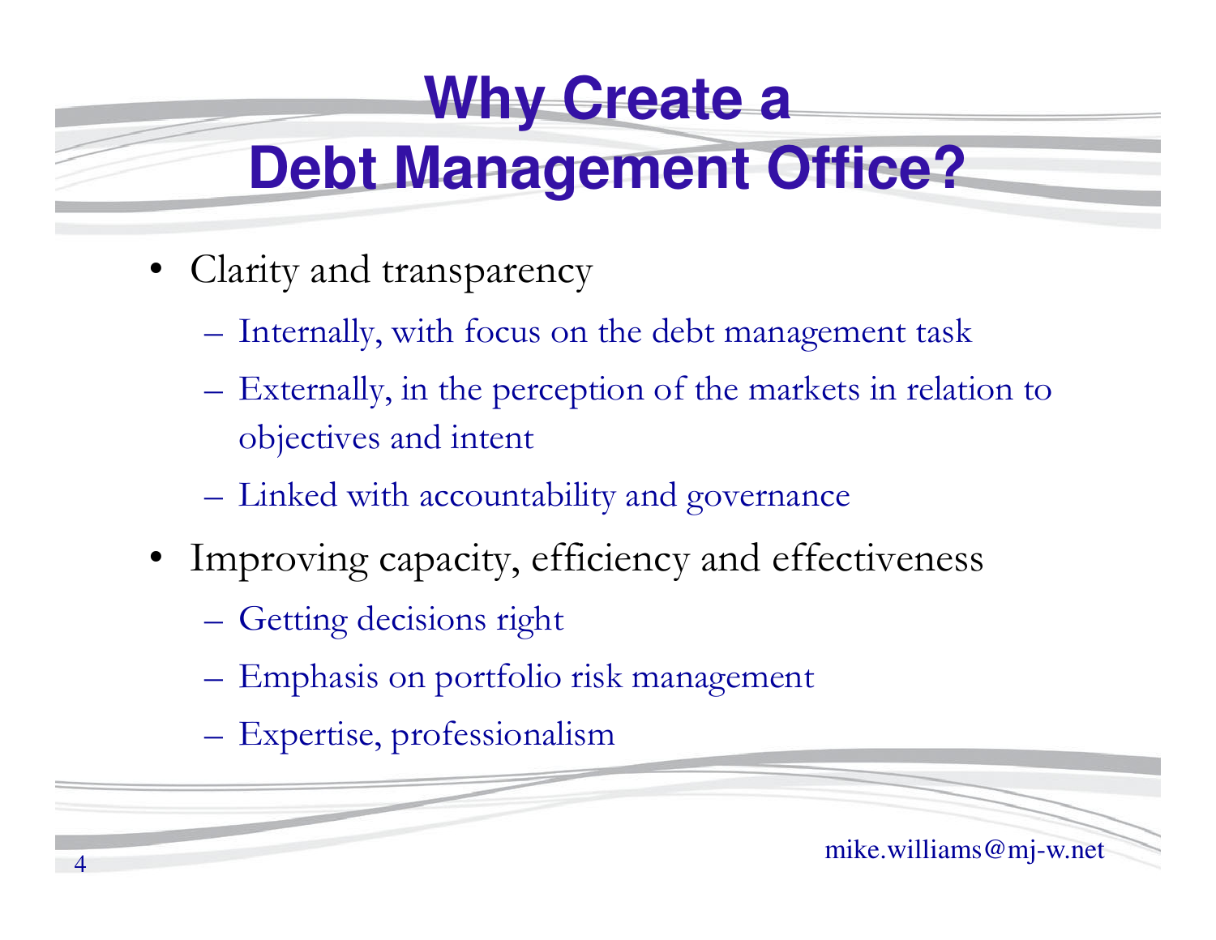# Why Create a Debt Management Office?

- Clarity and transparency
  - Internally, with focus on the debt management task
  - Externally, in the perception of the markets in relation to objectives and intent
  - Linked with accountability and governance
- Improving capacity, efficiency and effectiveness
  - Getting decisions right
  - Emphasis on portfolio risk management
  - Expertise, professionalism

mike.williams@mj-w.net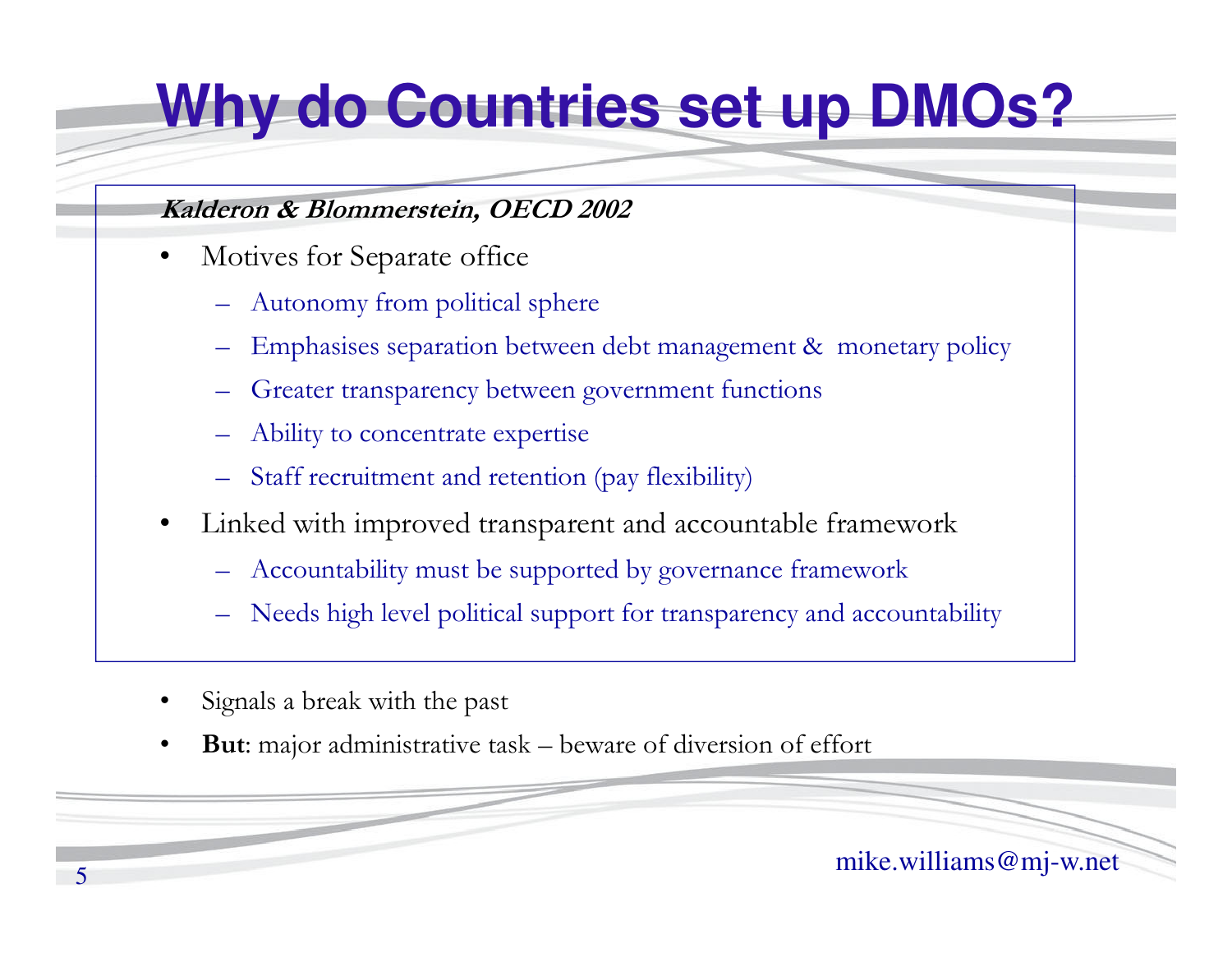# Why do Countries set up DMOs?

***Kalderon & Blommerstein, OECD 2002***

- Motives for Separate office
  - Autonomy from political sphere
  - Emphasises separation between debt management & monetary policy
  - Greater transparency between government functions
  - Ability to concentrate expertise
  - Staff recruitment and retention (pay flexibility)
- Linked with improved transparent and accountable framework
  - Accountability must be supported by governance framework
  - Needs high level political support for transparency and accountability

- Signals a break with the past
- **But**: major administrative task – beware of diversion of effort

mike.williams@mj-w.net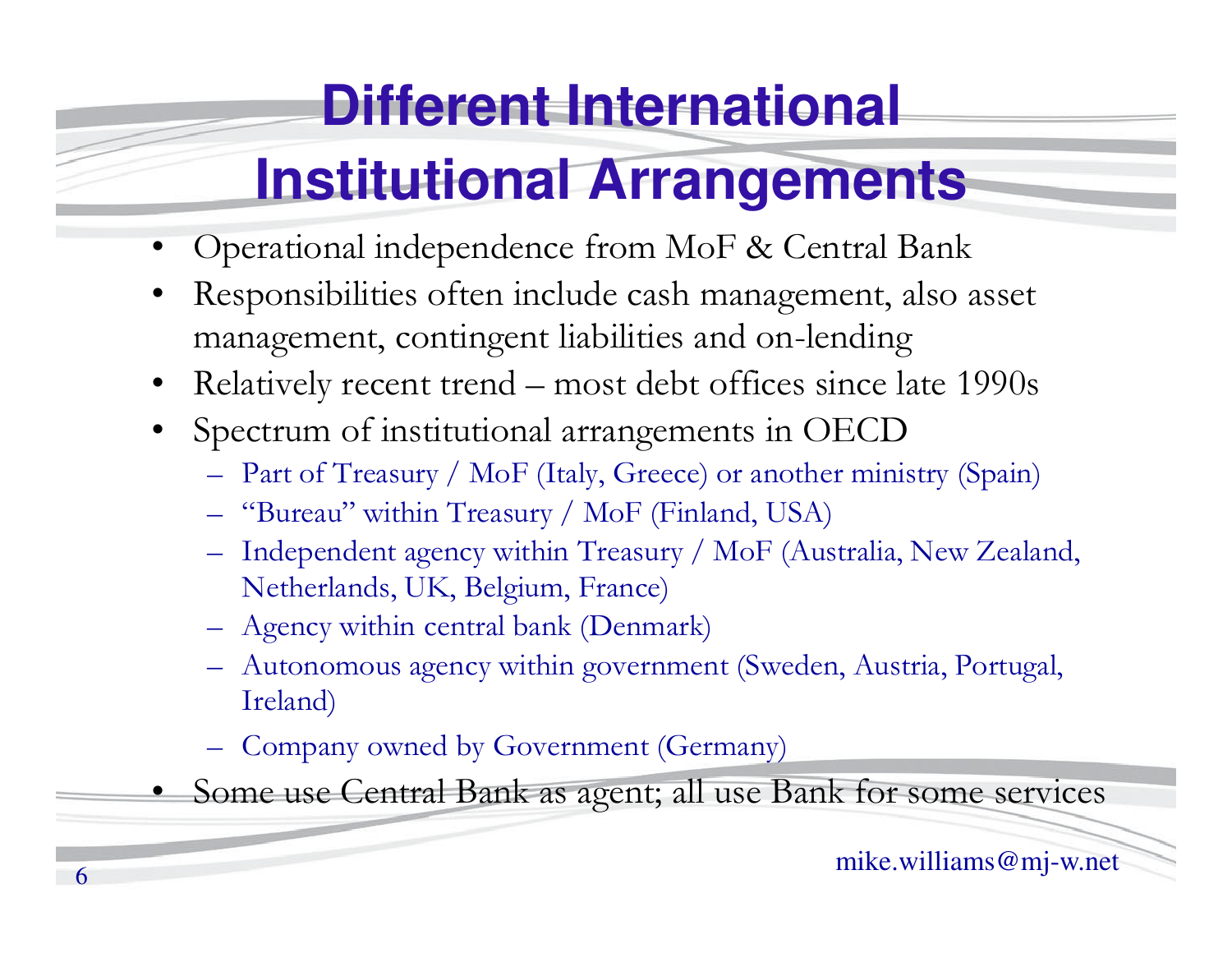# Different International Institutional Arrangements

- Operational independence from MoF & Central Bank
- Responsibilities often include cash management, also asset management, contingent liabilities and on-lending
- Relatively recent trend – most debt offices since late 1990s
- Spectrum of institutional arrangements in OECD
  - Part of Treasury / MoF (Italy, Greece) or another ministry (Spain)
  - "Bureau" within Treasury / MoF (Finland, USA)
  - Independent agency within Treasury / MoF (Australia, New Zealand, Netherlands, UK, Belgium, France)
  - Agency within central bank (Denmark)
  - Autonomous agency within government (Sweden, Austria, Portugal, Ireland)
  - Company owned by Government (Germany)
- Some use Central Bank as agent; all use Bank for some services

mike.williams@mj-w.net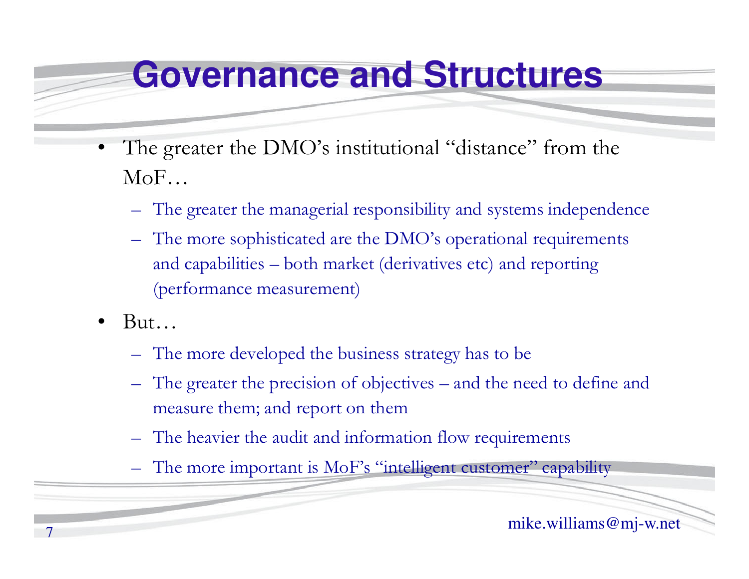# Governance and Structures

- The greater the DMO's institutional "distance" from the MoF…
  - The greater the managerial responsibility and systems independence
  - The more sophisticated are the DMO's operational requirements and capabilities – both market (derivatives etc) and reporting (performance measurement)
- But…
  - The more developed the business strategy has to be
  - The greater the precision of objectives – and the need to define and measure them; and report on them
  - The heavier the audit and information flow requirements
  - The more important is MoF's "intelligent customer" capability

mike.williams@mj-w.net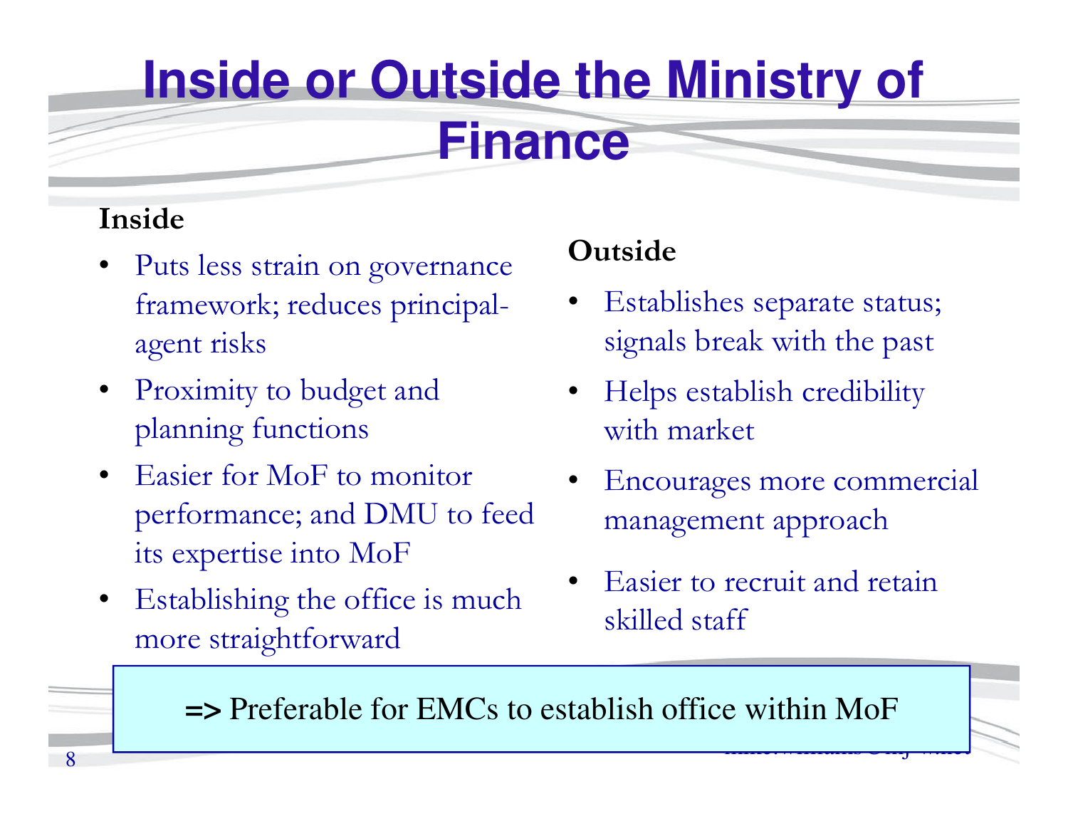# Inside or Outside the Ministry of Finance

**Inside**

- Puts less strain on governance framework; reduces principal-agent risks
- Proximity to budget and planning functions
- Easier for MoF to monitor performance; and DMU to feed its expertise into MoF
- Establishing the office is much more straightforward

**Outside**

- Establishes separate status; signals break with the past
- Helps establish credibility with market
- Encourages more commercial management approach
- Easier to recruit and retain skilled staff

**=>** Preferable for EMCs to establish office within MoF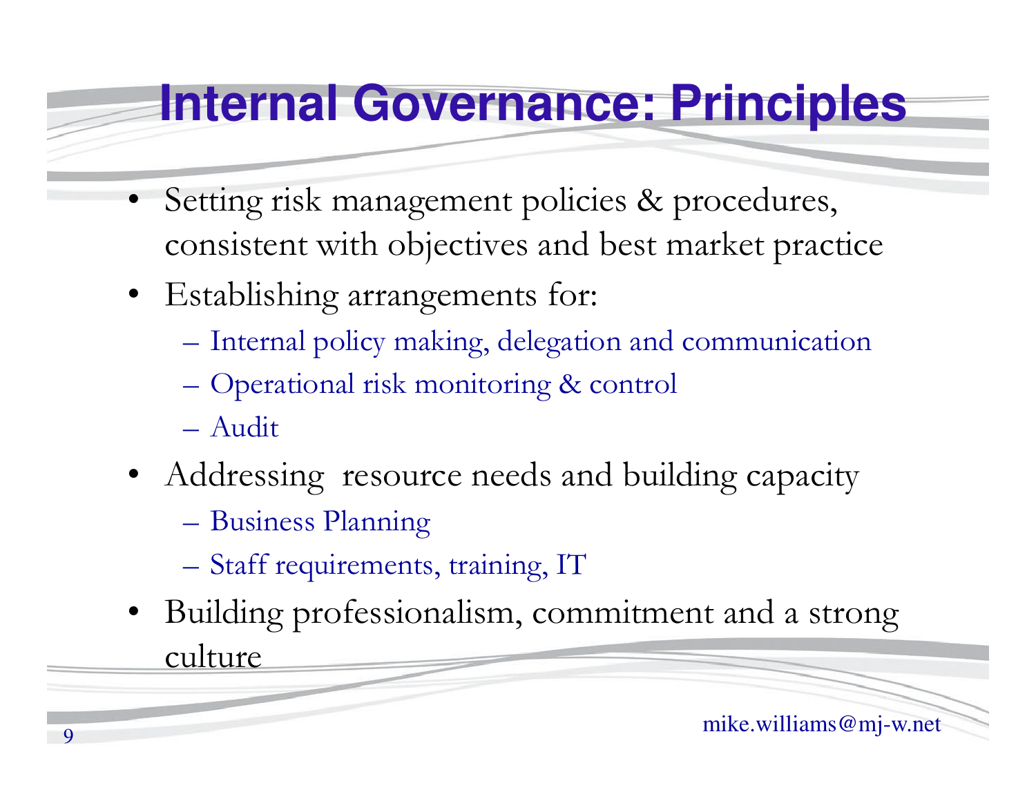# Internal Governance: Principles

- Setting risk management policies & procedures, consistent with objectives and best market practice
- Establishing arrangements for:
  - Internal policy making, delegation and communication
  - Operational risk monitoring & control
  - Audit
- Addressing resource needs and building capacity
  - Business Planning
  - Staff requirements, training, IT
- Building professionalism, commitment and a strong culture

mike.williams@mj-w.net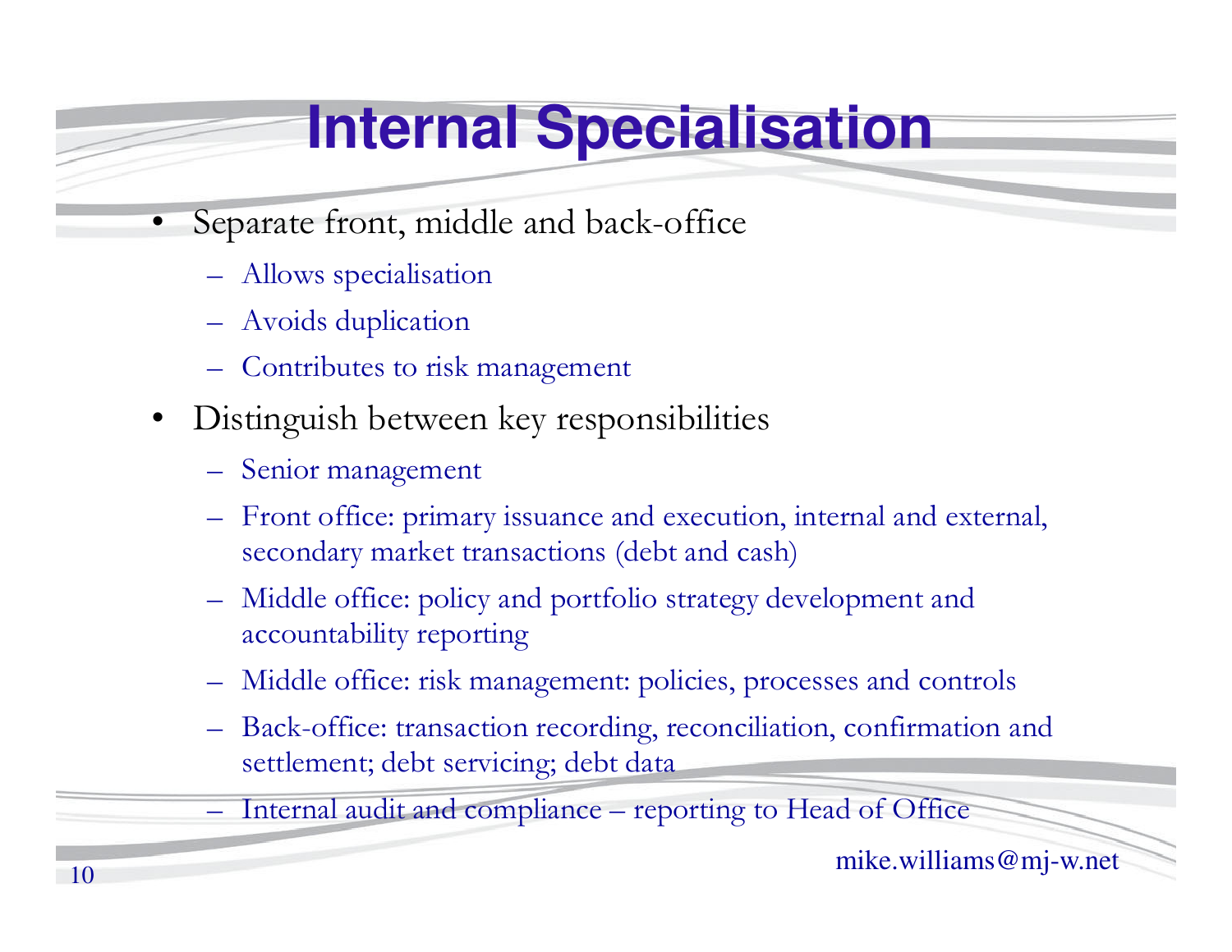# Internal Specialisation

- Separate front, middle and back-office
  - Allows specialisation
  - Avoids duplication
  - Contributes to risk management
- Distinguish between key responsibilities
  - Senior management
  - Front office: primary issuance and execution, internal and external, secondary market transactions (debt and cash)
  - Middle office: policy and portfolio strategy development and accountability reporting
  - Middle office: risk management: policies, processes and controls
  - Back-office: transaction recording, reconciliation, confirmation and settlement; debt servicing; debt data
  - Internal audit and compliance – reporting to Head of Office

mike.williams@mj-w.net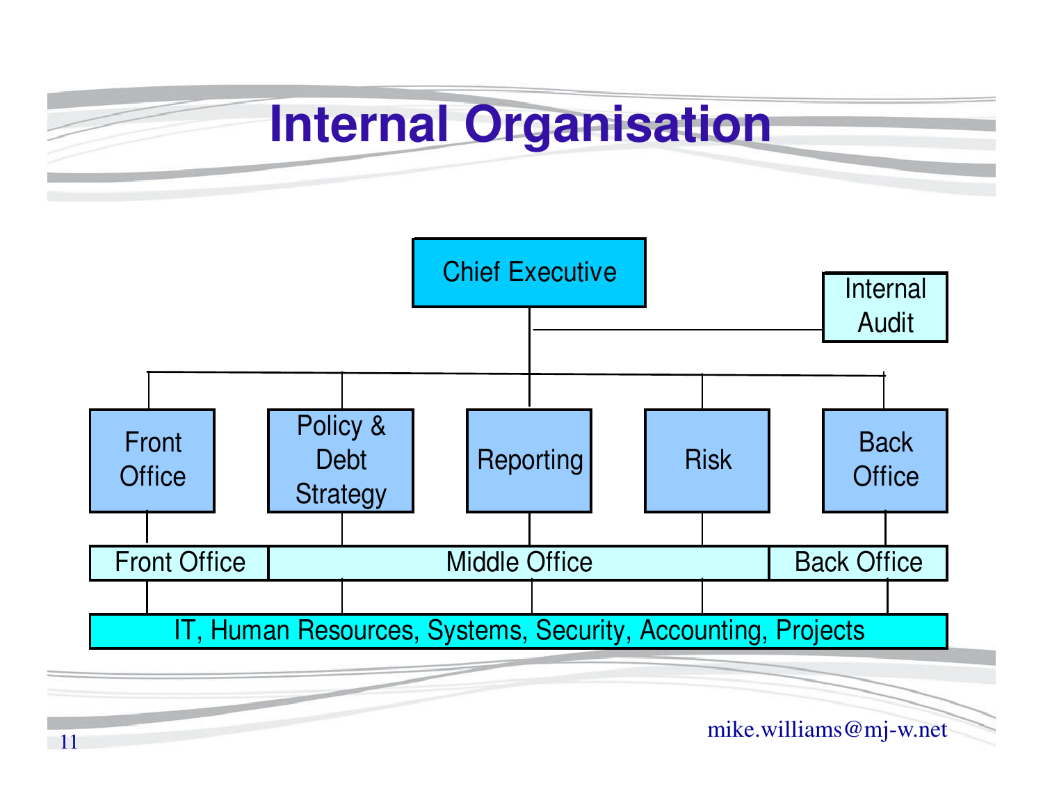# Internal Organisation

- Chief Executive
  - Internal Audit
  - Front Office
  - Policy & Debt Strategy
  - Reporting
  - Risk
  - Back Office

| Front Office | Middle Office | | | Back Office |
|---|---|---|---|---|
| Front Office | Policy & Debt Strategy | Reporting | Risk | Back Office |

IT, Human Resources, Systems, Security, Accounting, Projects

mike.williams@mj-w.net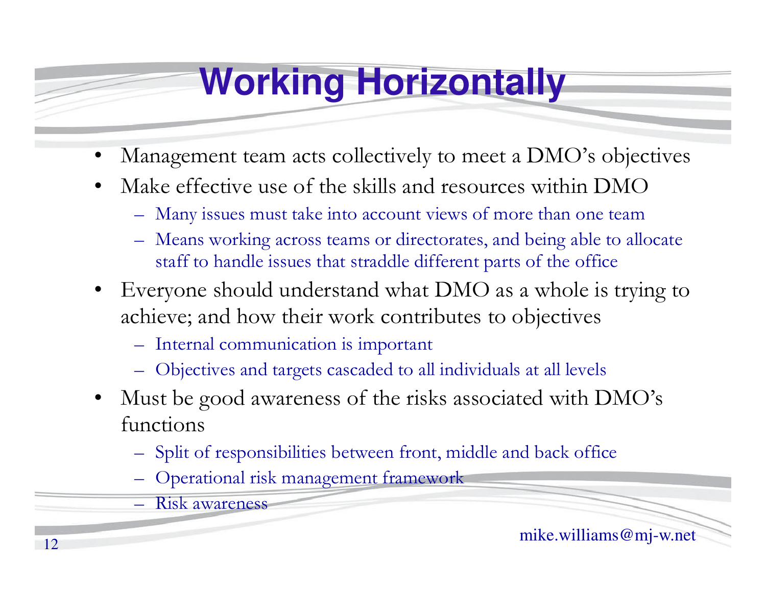# Working Horizontally

- Management team acts collectively to meet a DMO's objectives
- Make effective use of the skills and resources within DMO
  - Many issues must take into account views of more than one team
  - Means working across teams or directorates, and being able to allocate staff to handle issues that straddle different parts of the office
- Everyone should understand what DMO as a whole is trying to achieve; and how their work contributes to objectives
  - Internal communication is important
  - Objectives and targets cascaded to all individuals at all levels
- Must be good awareness of the risks associated with DMO's functions
  - Split of responsibilities between front, middle and back office
  - Operational risk management framework
  - Risk awareness

mike.williams@mj-w.net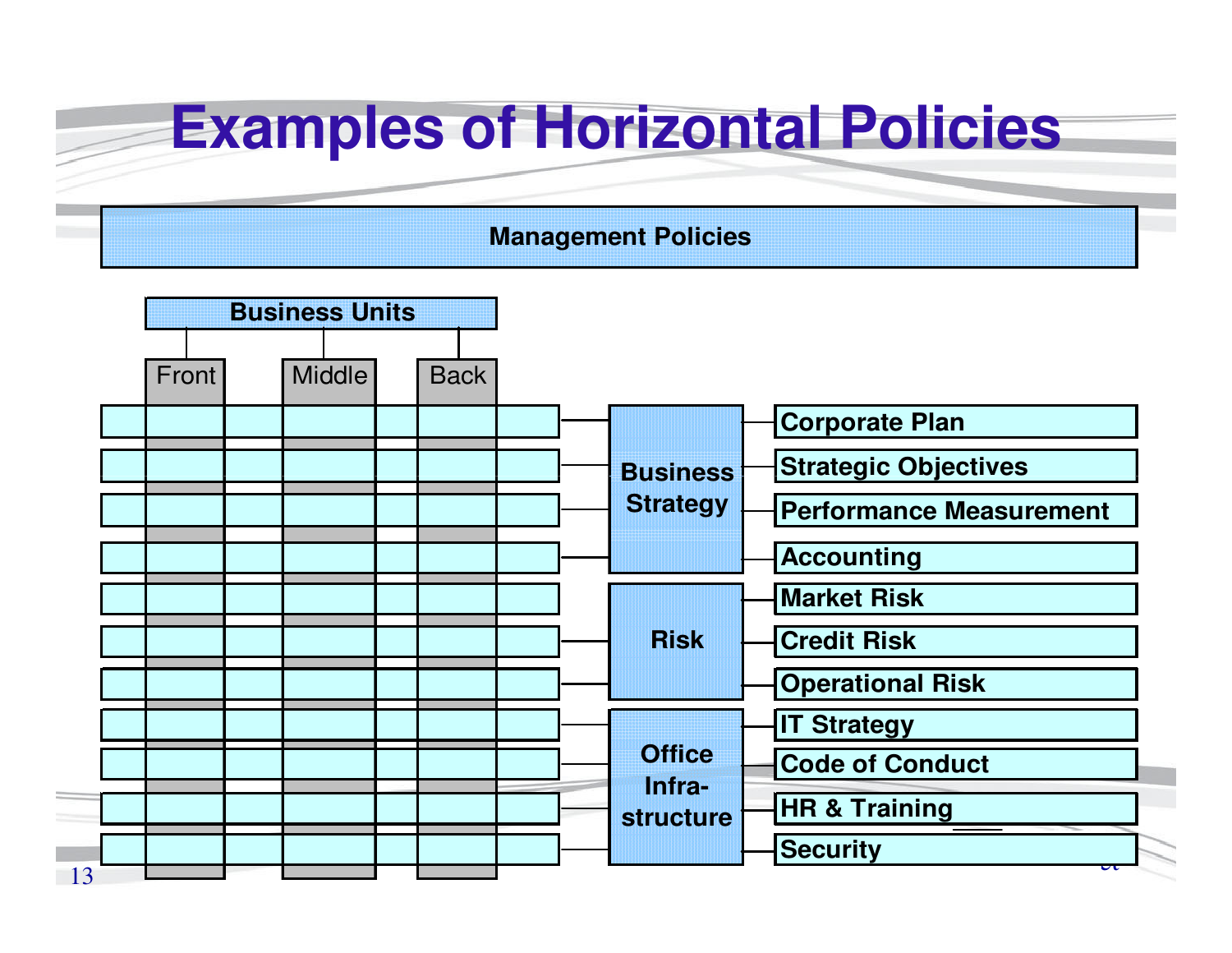# Examples of Horizontal Policies

**Management Policies**

**Business Units**

- Front
- Middle
- Back

**Business Strategy**
- Corporate Plan
- Strategic Objectives
- Performance Measurement
- Accounting

**Risk**
- Market Risk
- Credit Risk
- Operational Risk

**Office Infra-structure**
- IT Strategy
- Code of Conduct
- HR & Training
- Security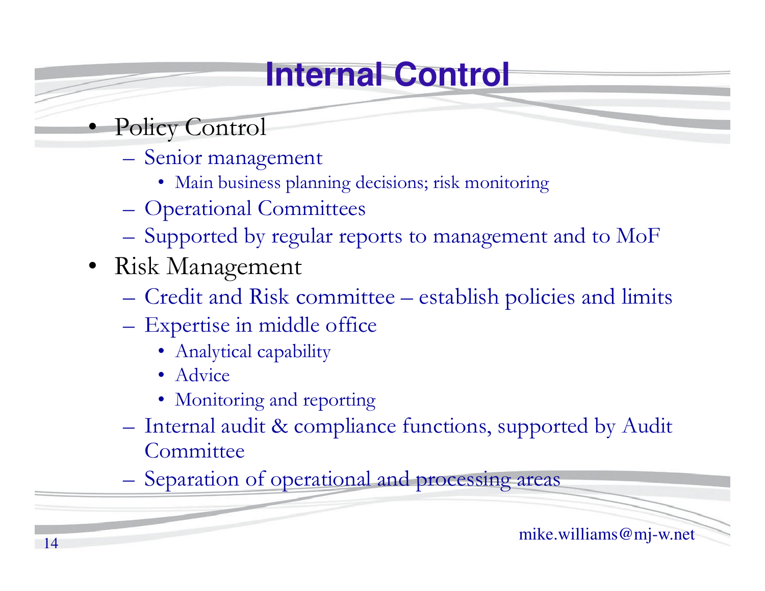# Internal Control

- Policy Control
  - Senior management
    - Main business planning decisions; risk monitoring
  - Operational Committees
  - Supported by regular reports to management and to MoF
- Risk Management
  - Credit and Risk committee – establish policies and limits
  - Expertise in middle office
    - Analytical capability
    - Advice
    - Monitoring and reporting
  - Internal audit & compliance functions, supported by Audit Committee
  - Separation of operational and processing areas

mike.williams@mj-w.net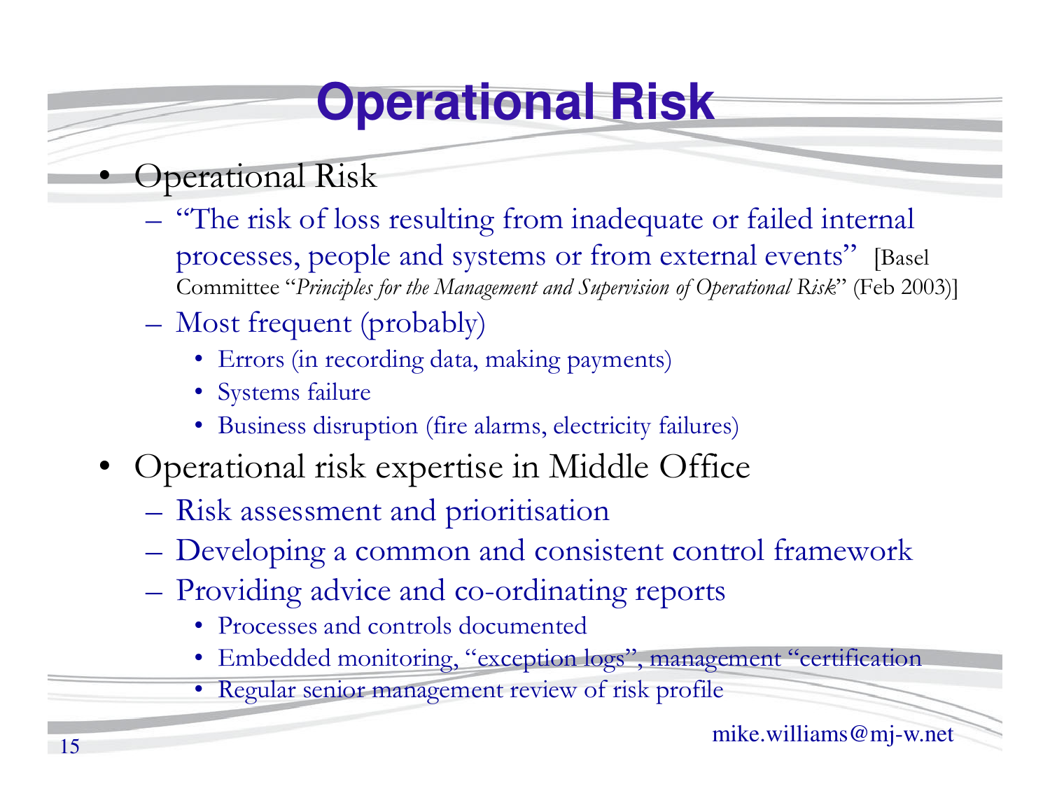# Operational Risk

- Operational Risk
  - "The risk of loss resulting from inadequate or failed internal processes, people and systems or from external events" [Basel Committee "*Principles for the Management and Supervision of Operational Risk*" (Feb 2003)]
  - Most frequent (probably)
    - Errors (in recording data, making payments)
    - Systems failure
    - Business disruption (fire alarms, electricity failures)
- Operational risk expertise in Middle Office
  - Risk assessment and prioritisation
  - Developing a common and consistent control framework
  - Providing advice and co-ordinating reports
    - Processes and controls documented
    - Embedded monitoring, "exception logs", management "certification
    - Regular senior management review of risk profile

mike.williams@mj-w.net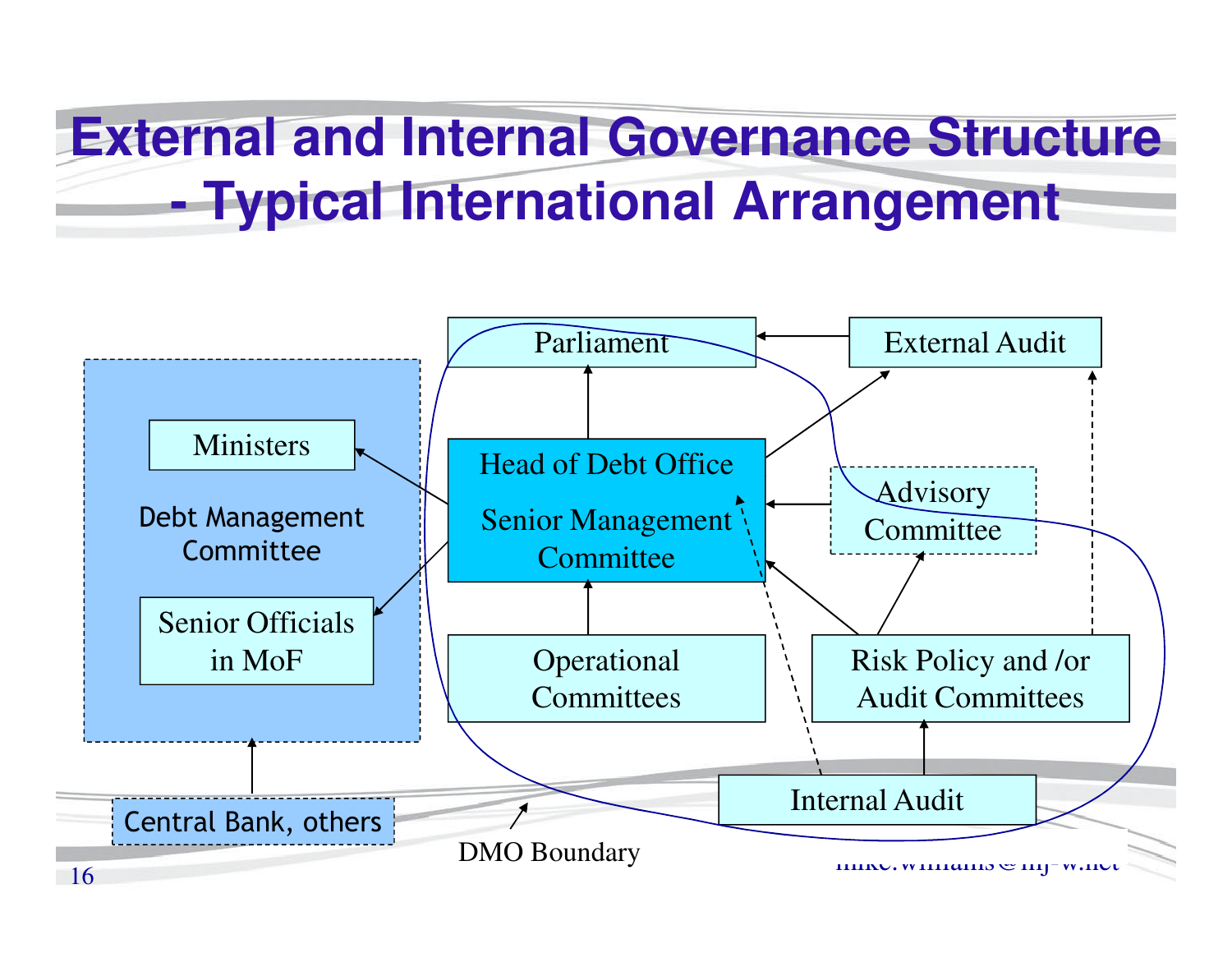# External and Internal Governance Structure - Typical International Arrangement

Parliament

External Audit

Ministers

Debt Management Committee

Senior Officials in MoF

Head of Debt Office

Senior Management Committee

Advisory Committee

Operational Committees

Risk Policy and /or Audit Committees

Central Bank, others

Internal Audit

DMO Boundary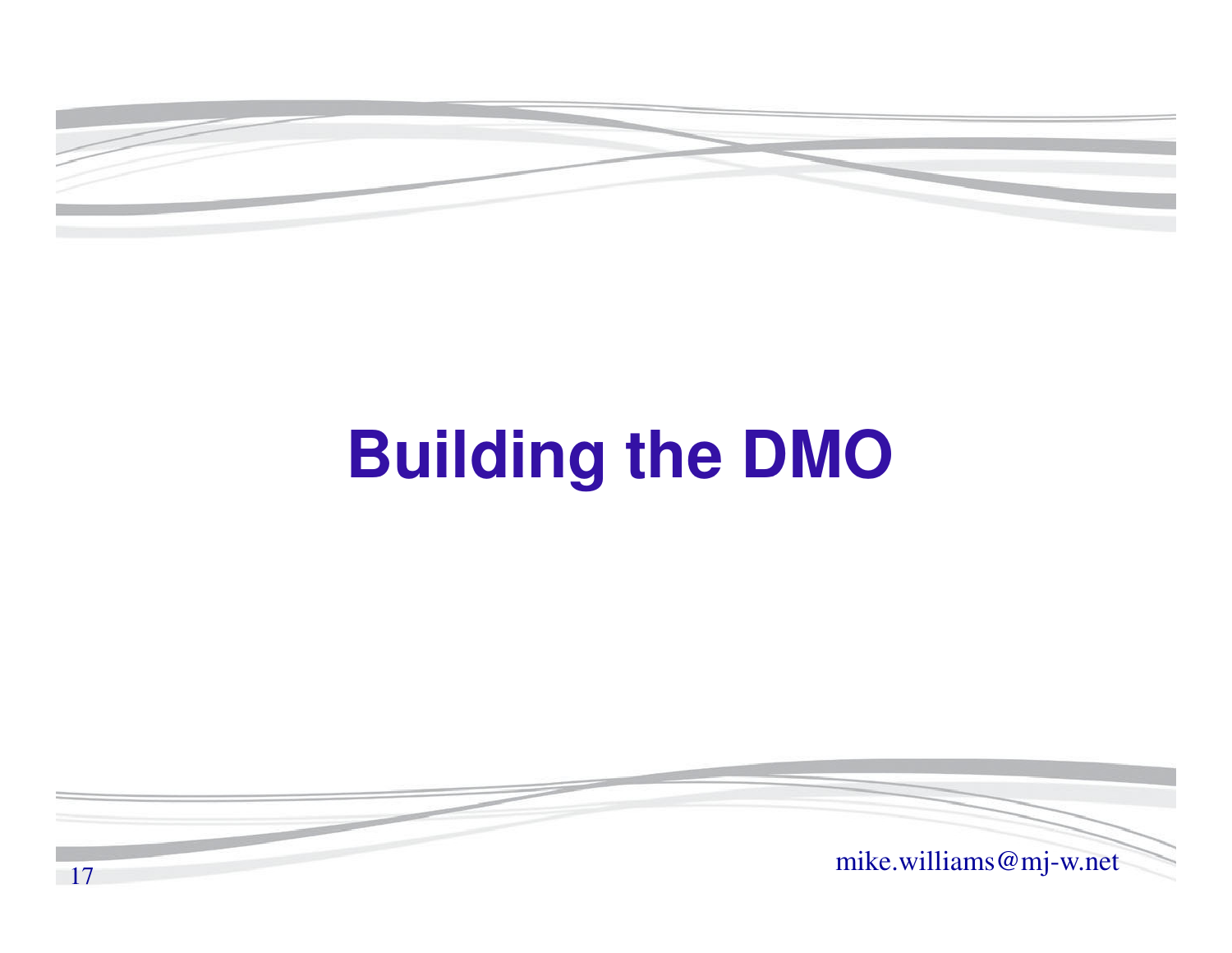# Building the DMO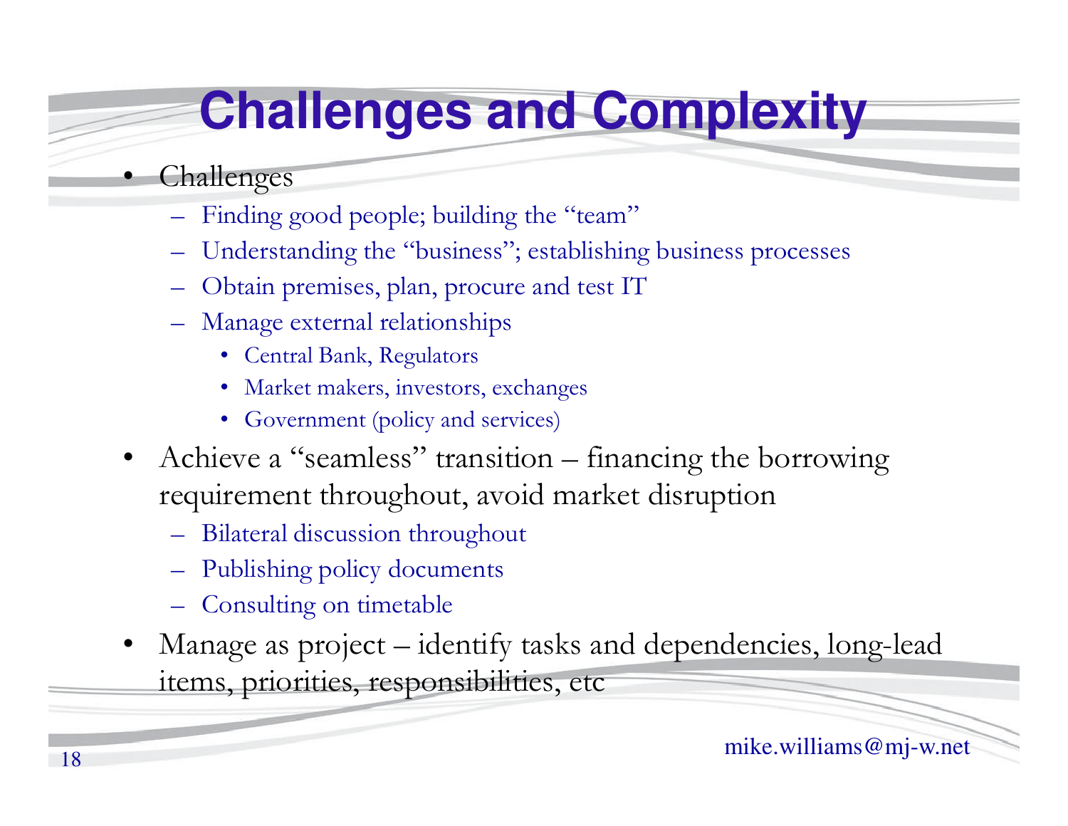# Challenges and Complexity

- Challenges
  - Finding good people; building the "team"
  - Understanding the "business"; establishing business processes
  - Obtain premises, plan, procure and test IT
  - Manage external relationships
    - Central Bank, Regulators
    - Market makers, investors, exchanges
    - Government (policy and services)
- Achieve a "seamless" transition – financing the borrowing requirement throughout, avoid market disruption
  - Bilateral discussion throughout
  - Publishing policy documents
  - Consulting on timetable
- Manage as project – identify tasks and dependencies, long-lead items, priorities, responsibilities, etc

mike.williams@mj-w.net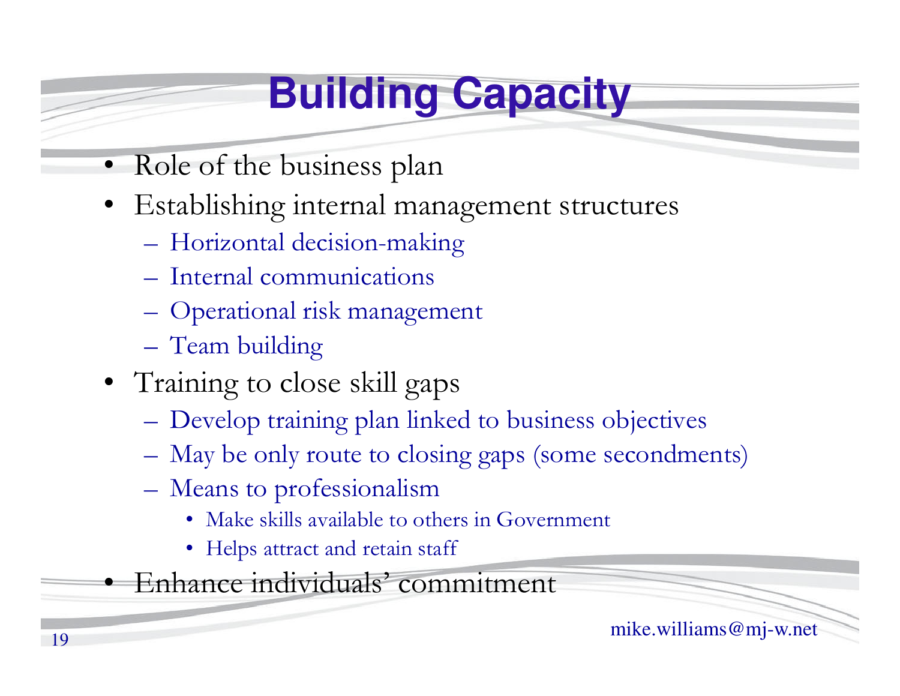# Building Capacity

- Role of the business plan
- Establishing internal management structures
  - Horizontal decision-making
  - Internal communications
  - Operational risk management
  - Team building
- Training to close skill gaps
  - Develop training plan linked to business objectives
  - May be only route to closing gaps (some secondments)
  - Means to professionalism
    - Make skills available to others in Government
    - Helps attract and retain staff
- Enhance individuals' commitment

mike.williams@mj-w.net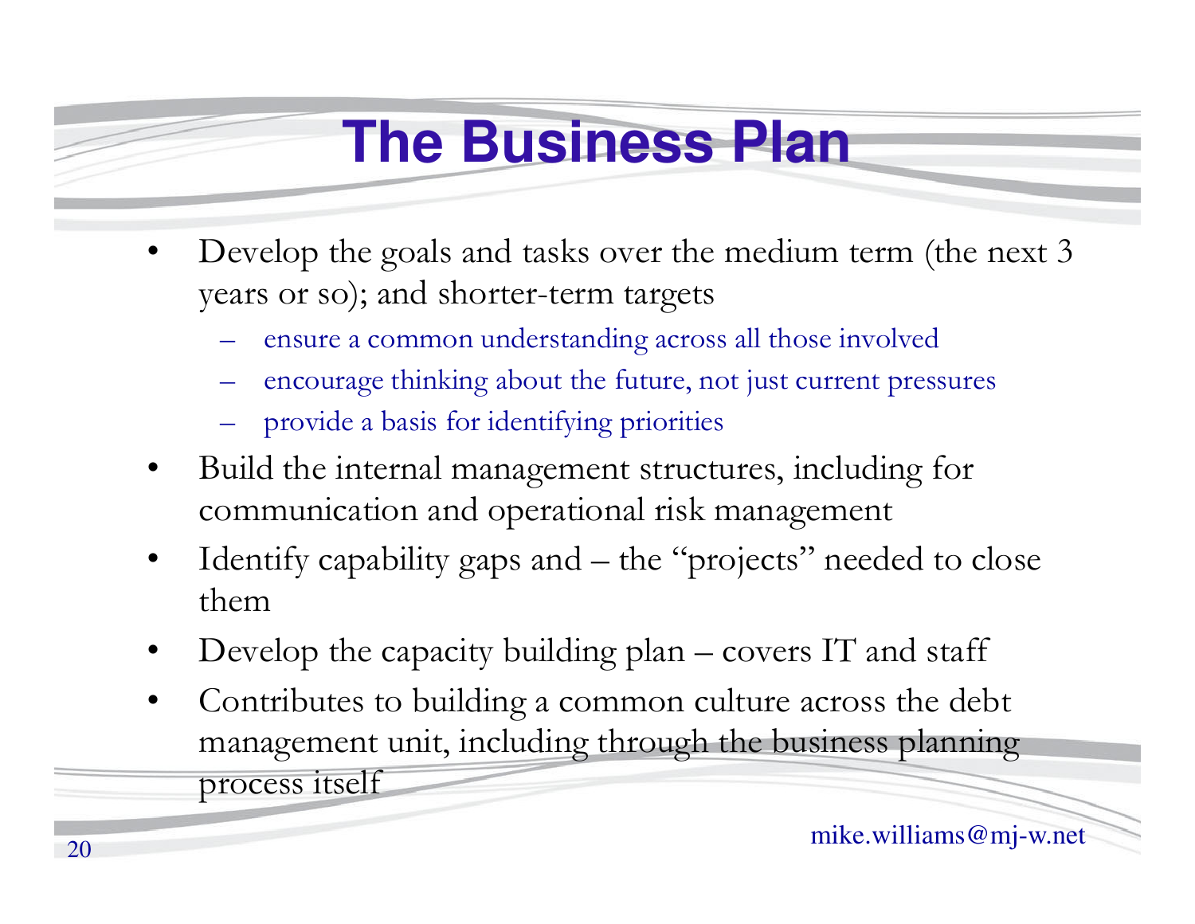# The Business Plan

- Develop the goals and tasks over the medium term (the next 3 years or so); and shorter-term targets
  - ensure a common understanding across all those involved
  - encourage thinking about the future, not just current pressures
  - provide a basis for identifying priorities
- Build the internal management structures, including for communication and operational risk management
- Identify capability gaps and – the "projects" needed to close them
- Develop the capacity building plan – covers IT and staff
- Contributes to building a common culture across the debt management unit, including through the business planning process itself

mike.williams@mj-w.net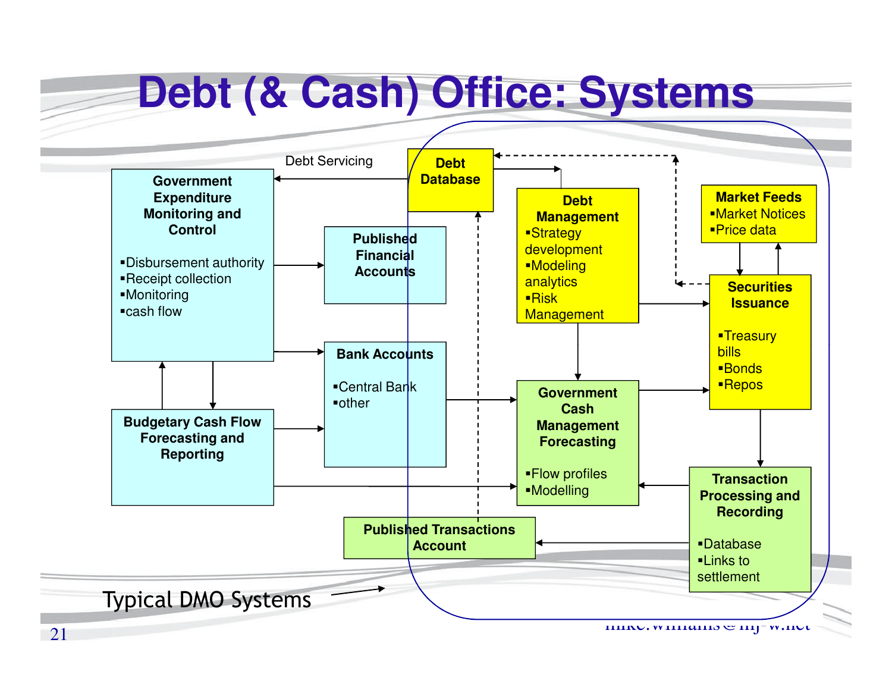# Debt (& Cash) Office: Systems

Debt Servicing

**Debt Database**

**Government Expenditure Monitoring and Control**

- Disbursement authority
- Receipt collection
- Monitoring
- cash flow

**Published Financial Accounts**

**Debt Management**

- Strategy development
- Modeling analytics
- Risk Management

**Market Feeds**

- Market Notices
- Price data

**Securities Issuance**

- Treasury bills
- Bonds
- Repos

**Bank Accounts**

- Central Bank
- other

**Budgetary Cash Flow Forecasting and Reporting**

**Government Cash Management Forecasting**

- Flow profiles
- Modelling

**Transaction Processing and Recording**

- Database
- Links to settlement

**Published Transactions Account**

Typical DMO Systems

mike.williams@mj-w.net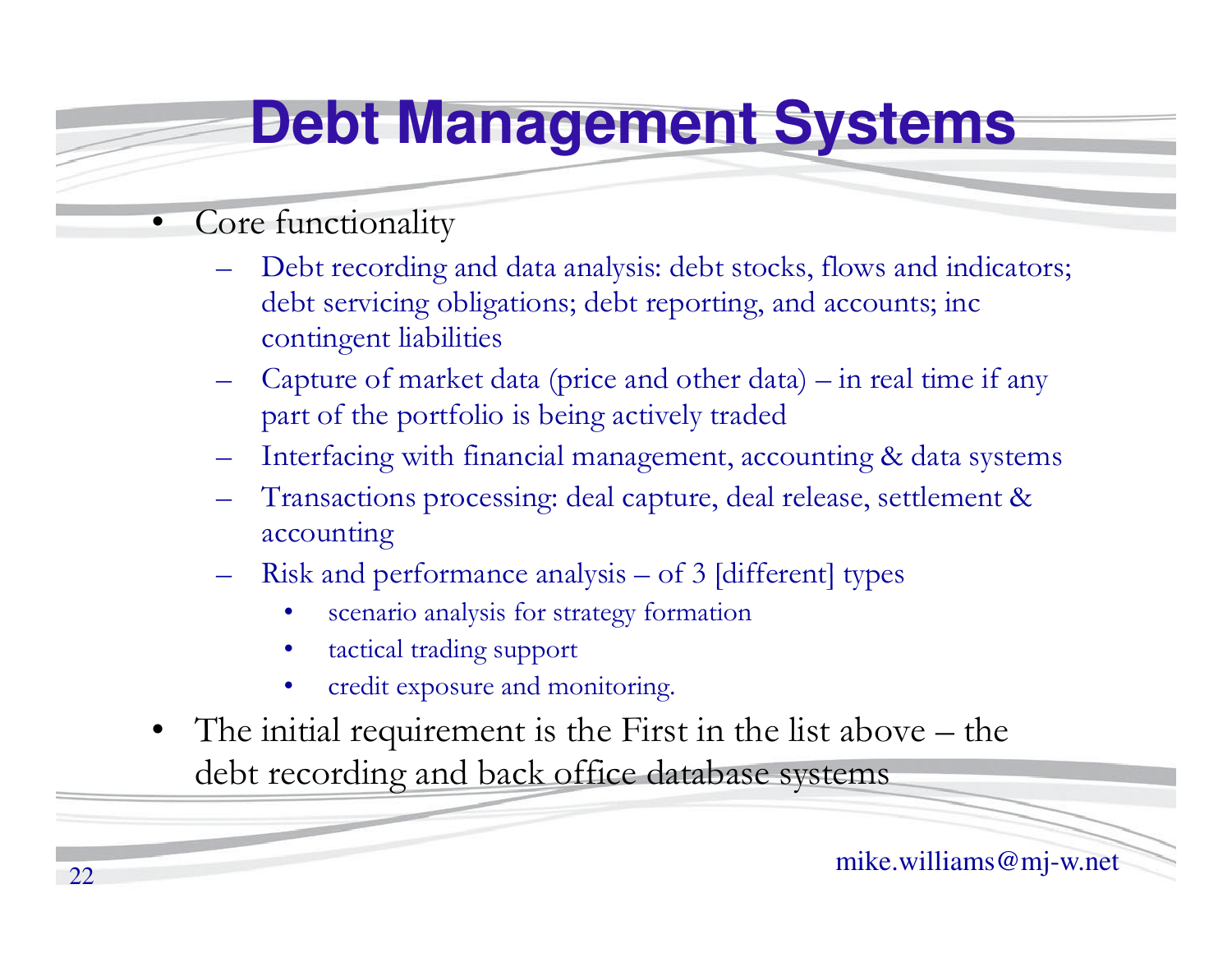# Debt Management Systems

- Core functionality
  - Debt recording and data analysis: debt stocks, flows and indicators; debt servicing obligations; debt reporting, and accounts; inc contingent liabilities
  - Capture of market data (price and other data) – in real time if any part of the portfolio is being actively traded
  - Interfacing with financial management, accounting & data systems
  - Transactions processing: deal capture, deal release, settlement & accounting
  - Risk and performance analysis – of 3 [different] types
    - scenario analysis for strategy formation
    - tactical trading support
    - credit exposure and monitoring.
- The initial requirement is the First in the list above – the debt recording and back office database systems

mike.williams@mj-w.net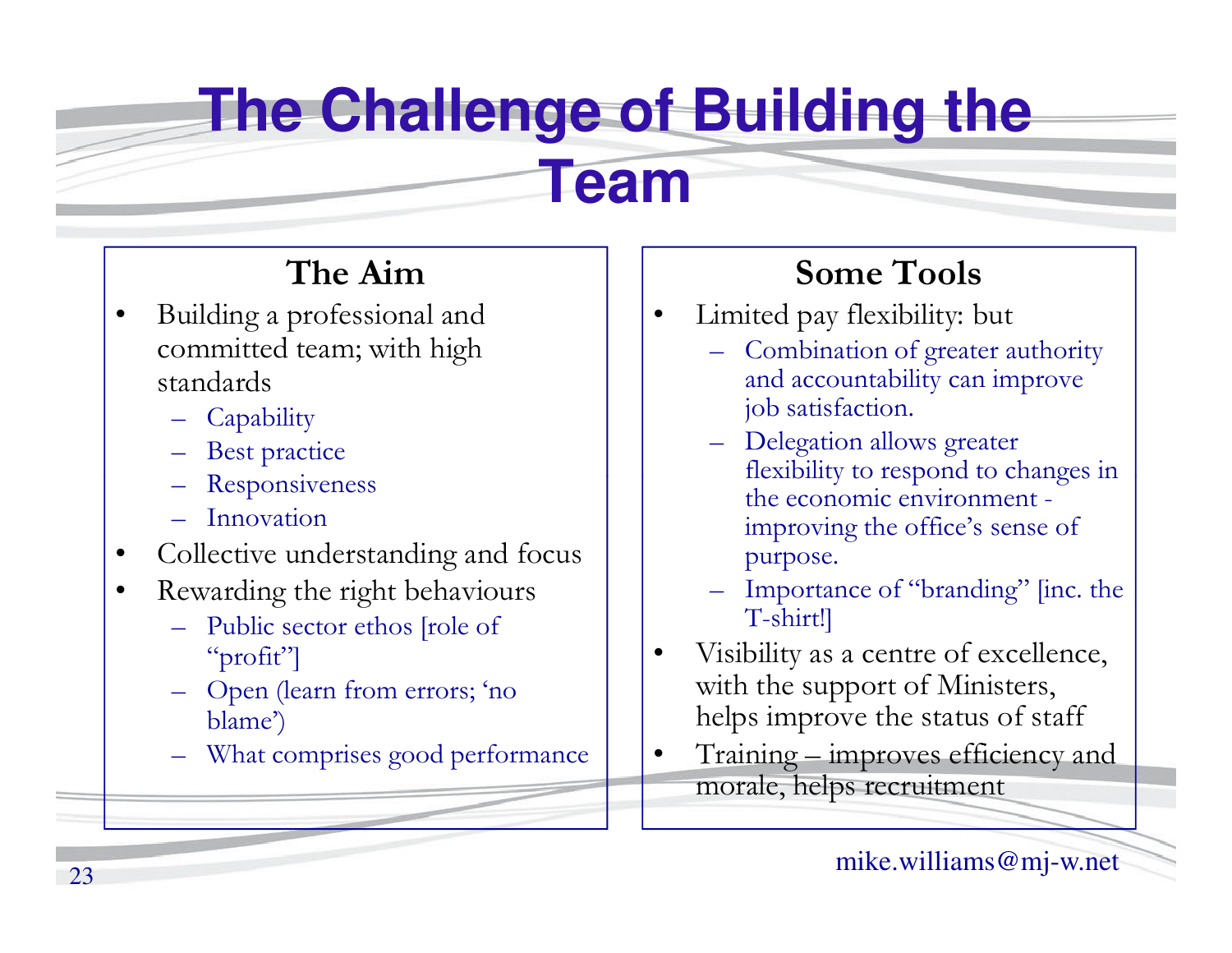# The Challenge of Building the Team

## The Aim

- Building a professional and committed team; with high standards
  - Capability
  - Best practice
  - Responsiveness
  - Innovation
- Collective understanding and focus
- Rewarding the right behaviours
  - Public sector ethos [role of "profit"]
  - Open (learn from errors; 'no blame')
  - What comprises good performance

## Some Tools

- Limited pay flexibility: but
  - Combination of greater authority and accountability can improve job satisfaction.
  - Delegation allows greater flexibility to respond to changes in the economic environment - improving the office's sense of purpose.
  - Importance of "branding" [inc. the T-shirt!]
- Visibility as a centre of excellence, with the support of Ministers, helps improve the status of staff
- Training – improves efficiency and morale, helps recruitment

mike.williams@mj-w.net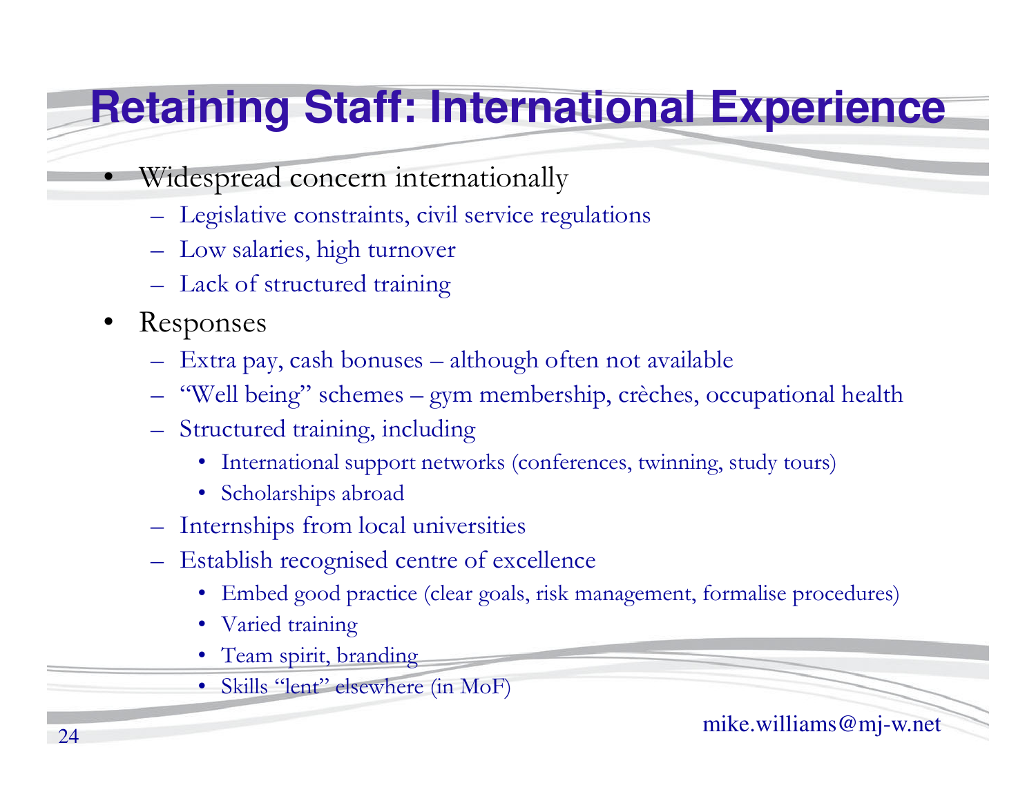# Retaining Staff: International Experience

- Widespread concern internationally
  - Legislative constraints, civil service regulations
  - Low salaries, high turnover
  - Lack of structured training
- Responses
  - Extra pay, cash bonuses – although often not available
  - "Well being" schemes – gym membership, crèches, occupational health
  - Structured training, including
    - International support networks (conferences, twinning, study tours)
    - Scholarships abroad
  - Internships from local universities
  - Establish recognised centre of excellence
    - Embed good practice (clear goals, risk management, formalise procedures)
    - Varied training
    - Team spirit, branding
    - Skills "lent" elsewhere (in MoF)

mike.williams@mj-w.net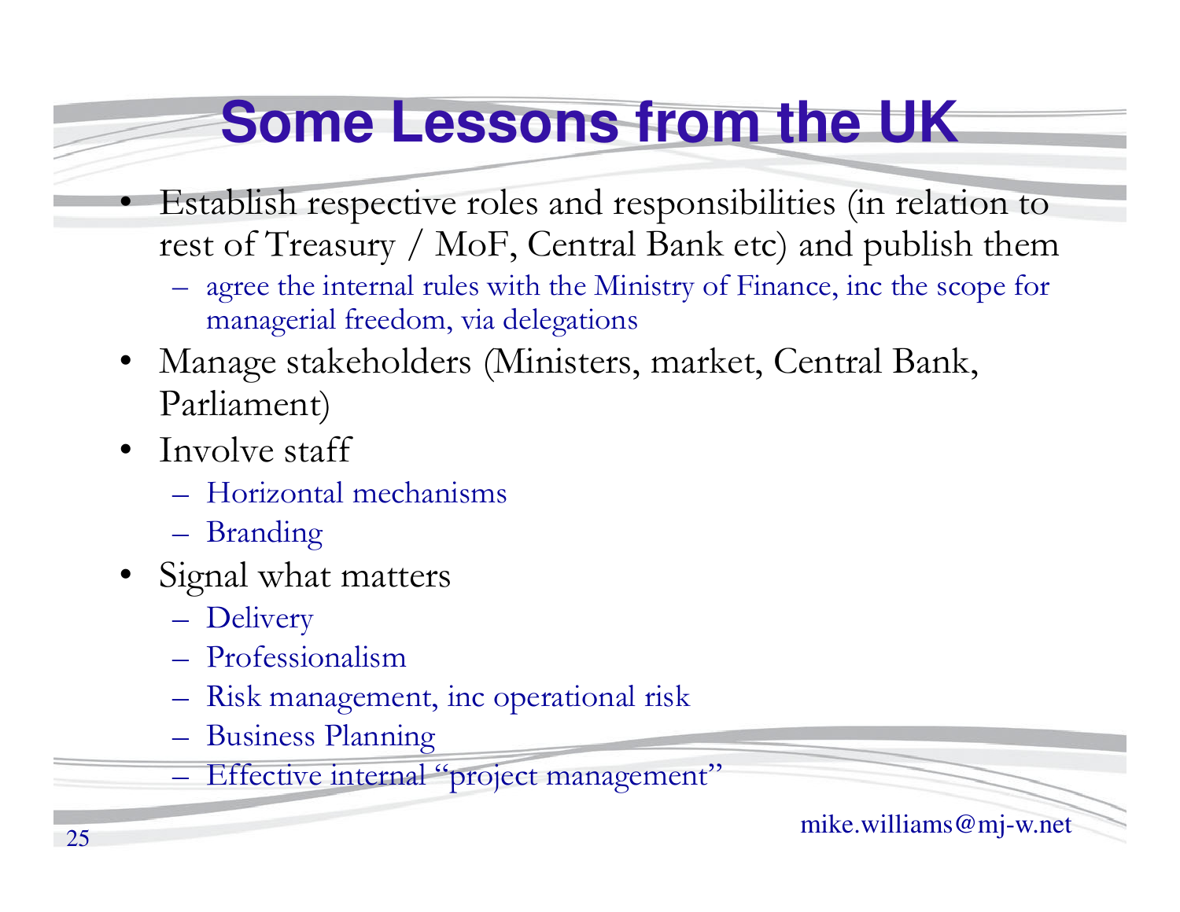# Some Lessons from the UK

- Establish respective roles and responsibilities (in relation to rest of Treasury / MoF, Central Bank etc) and publish them
  - agree the internal rules with the Ministry of Finance, inc the scope for managerial freedom, via delegations
- Manage stakeholders (Ministers, market, Central Bank, Parliament)
- Involve staff
  - Horizontal mechanisms
  - Branding
- Signal what matters
  - Delivery
  - Professionalism
  - Risk management, inc operational risk
  - Business Planning
  - Effective internal "project management"

mike.williams@mj-w.net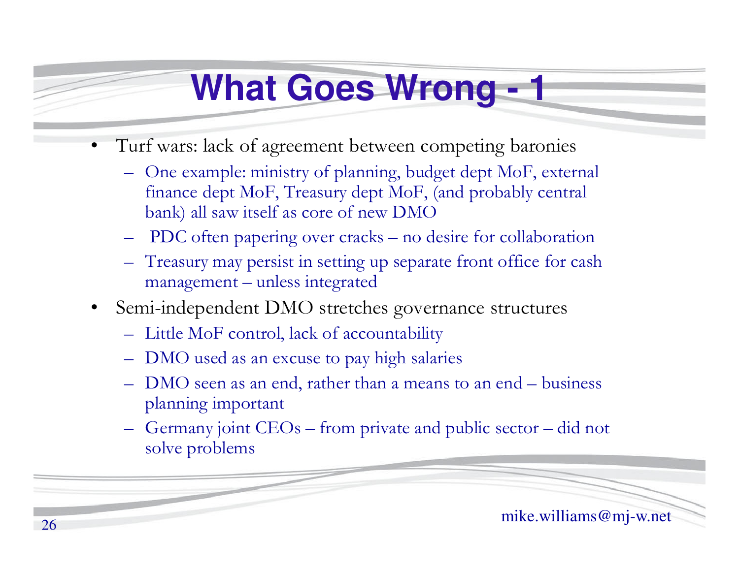# What Goes Wrong - 1

- Turf wars: lack of agreement between competing baronies
  - One example: ministry of planning, budget dept MoF, external finance dept MoF, Treasury dept MoF, (and probably central bank) all saw itself as core of new DMO
  - PDC often papering over cracks – no desire for collaboration
  - Treasury may persist in setting up separate front office for cash management – unless integrated
- Semi-independent DMO stretches governance structures
  - Little MoF control, lack of accountability
  - DMO used as an excuse to pay high salaries
  - DMO seen as an end, rather than a means to an end – business planning important
  - Germany joint CEOs – from private and public sector – did not solve problems

mike.williams@mj-w.net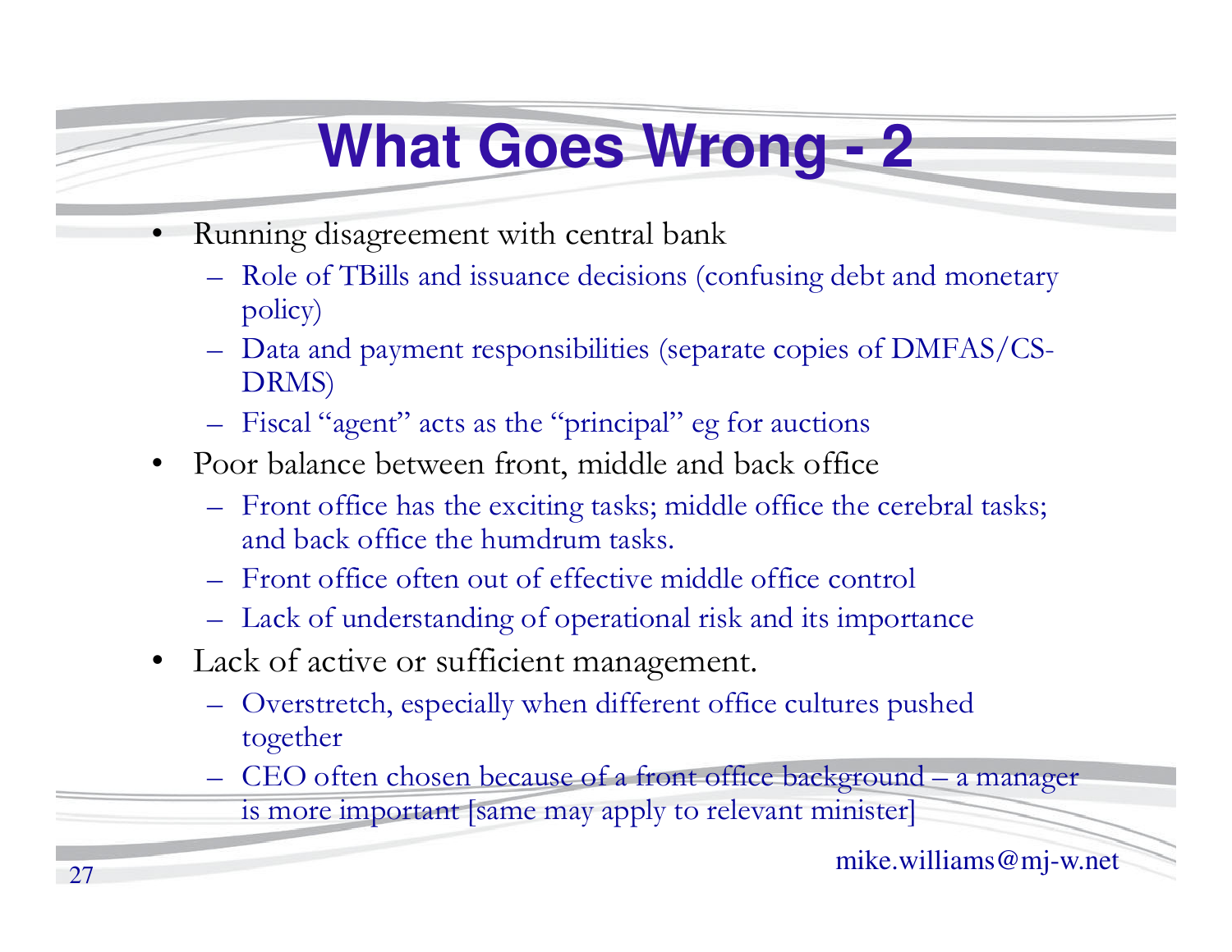# What Goes Wrong - 2

- Running disagreement with central bank
  - Role of TBills and issuance decisions (confusing debt and monetary policy)
  - Data and payment responsibilities (separate copies of DMFAS/CS-DRMS)
  - Fiscal "agent" acts as the "principal" eg for auctions
- Poor balance between front, middle and back office
  - Front office has the exciting tasks; middle office the cerebral tasks; and back office the humdrum tasks.
  - Front office often out of effective middle office control
  - Lack of understanding of operational risk and its importance
- Lack of active or sufficient management.
  - Overstretch, especially when different office cultures pushed together
  - CEO often chosen because of a front office background – a manager is more important [same may apply to relevant minister]

mike.williams@mj-w.net